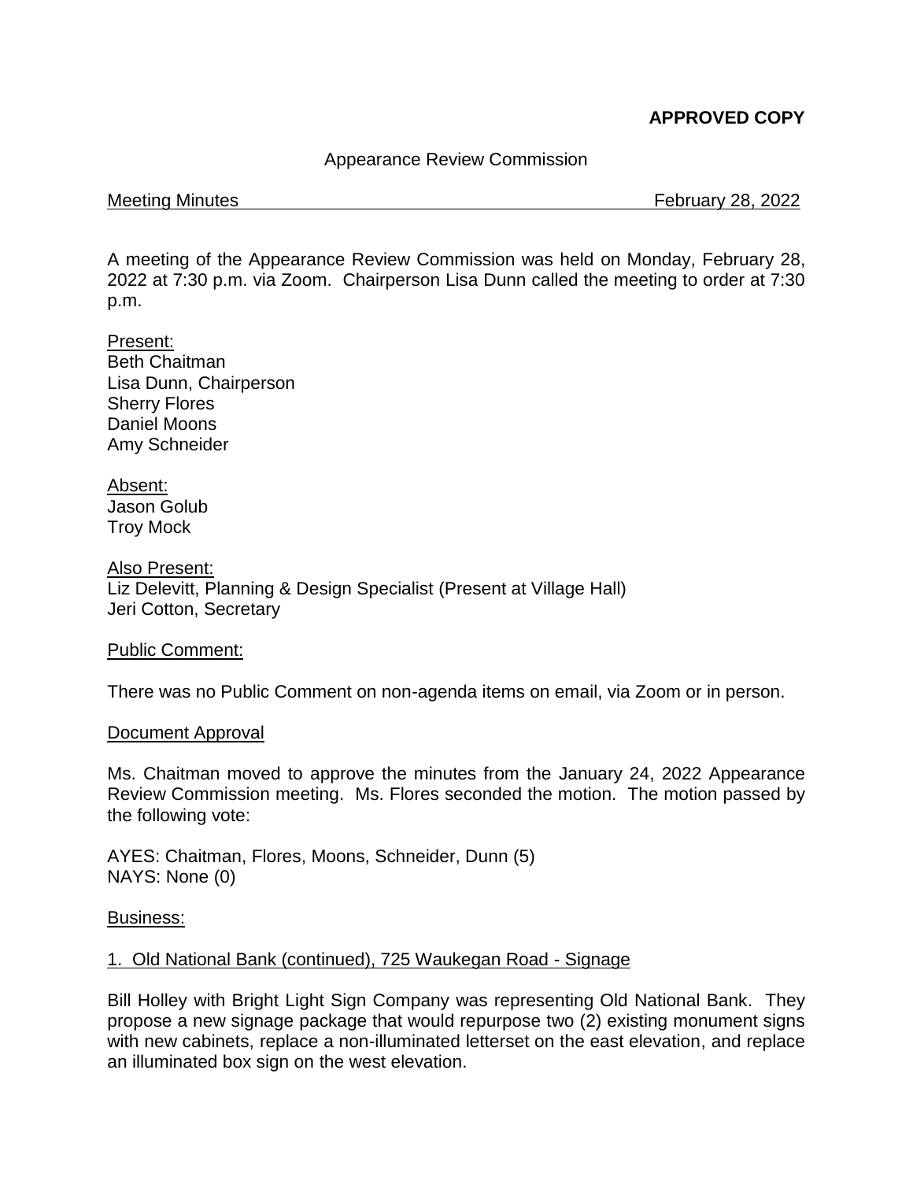**APPROVED COPY**

Appearance Review Commission

Meeting Minutes February 28, 2022

A meeting of the Appearance Review Commission was held on Monday, February 28, 2022 at 7:30 p.m. via Zoom. Chairperson Lisa Dunn called the meeting to order at 7:30 p.m.

Present:
Beth Chaitman
Lisa Dunn, Chairperson
Sherry Flores
Daniel Moons
Amy Schneider

Absent:
Jason Golub
Troy Mock

Also Present:
Liz Delevitt, Planning & Design Specialist (Present at Village Hall)
Jeri Cotton, Secretary

Public Comment:

There was no Public Comment on non-agenda items on email, via Zoom or in person.

Document Approval

Ms. Chaitman moved to approve the minutes from the January 24, 2022 Appearance Review Commission meeting. Ms. Flores seconded the motion. The motion passed by the following vote:

AYES: Chaitman, Flores, Moons, Schneider, Dunn (5)
NAYS: None (0)

Business:

1. Old National Bank (continued), 725 Waukegan Road - Signage

Bill Holley with Bright Light Sign Company was representing Old National Bank. They propose a new signage package that would repurpose two (2) existing monument signs with new cabinets, replace a non-illuminated letterset on the east elevation, and replace an illuminated box sign on the west elevation.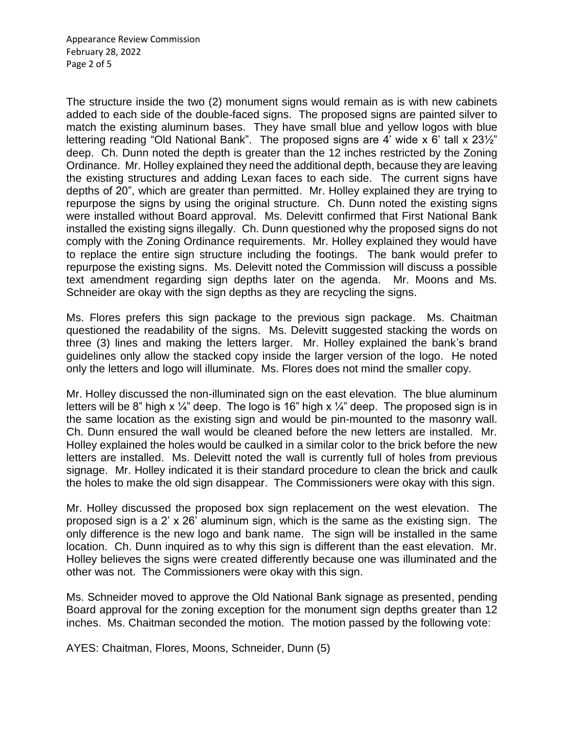The structure inside the two (2) monument signs would remain as is with new cabinets added to each side of the double-faced signs. The proposed signs are painted silver to match the existing aluminum bases. They have small blue and yellow logos with blue lettering reading "Old National Bank". The proposed signs are 4' wide x 6' tall x 23½" deep. Ch. Dunn noted the depth is greater than the 12 inches restricted by the Zoning Ordinance. Mr. Holley explained they need the additional depth, because they are leaving the existing structures and adding Lexan faces to each side. The current signs have depths of 20", which are greater than permitted. Mr. Holley explained they are trying to repurpose the signs by using the original structure. Ch. Dunn noted the existing signs were installed without Board approval. Ms. Delevitt confirmed that First National Bank installed the existing signs illegally. Ch. Dunn questioned why the proposed signs do not comply with the Zoning Ordinance requirements. Mr. Holley explained they would have to replace the entire sign structure including the footings. The bank would prefer to repurpose the existing signs. Ms. Delevitt noted the Commission will discuss a possible text amendment regarding sign depths later on the agenda. Mr. Moons and Ms. Schneider are okay with the sign depths as they are recycling the signs.

Ms. Flores prefers this sign package to the previous sign package. Ms. Chaitman questioned the readability of the signs. Ms. Delevitt suggested stacking the words on three (3) lines and making the letters larger. Mr. Holley explained the bank's brand guidelines only allow the stacked copy inside the larger version of the logo. He noted only the letters and logo will illuminate. Ms. Flores does not mind the smaller copy.

Mr. Holley discussed the non-illuminated sign on the east elevation. The blue aluminum letters will be 8" high x ¼" deep. The logo is 16" high x ¼" deep. The proposed sign is in the same location as the existing sign and would be pin-mounted to the masonry wall. Ch. Dunn ensured the wall would be cleaned before the new letters are installed. Mr. Holley explained the holes would be caulked in a similar color to the brick before the new letters are installed. Ms. Delevitt noted the wall is currently full of holes from previous signage. Mr. Holley indicated it is their standard procedure to clean the brick and caulk the holes to make the old sign disappear. The Commissioners were okay with this sign.

Mr. Holley discussed the proposed box sign replacement on the west elevation. The proposed sign is a 2' x 26' aluminum sign, which is the same as the existing sign. The only difference is the new logo and bank name. The sign will be installed in the same location. Ch. Dunn inquired as to why this sign is different than the east elevation. Mr. Holley believes the signs were created differently because one was illuminated and the other was not. The Commissioners were okay with this sign.

Ms. Schneider moved to approve the Old National Bank signage as presented, pending Board approval for the zoning exception for the monument sign depths greater than 12 inches. Ms. Chaitman seconded the motion. The motion passed by the following vote:

AYES: Chaitman, Flores, Moons, Schneider, Dunn (5)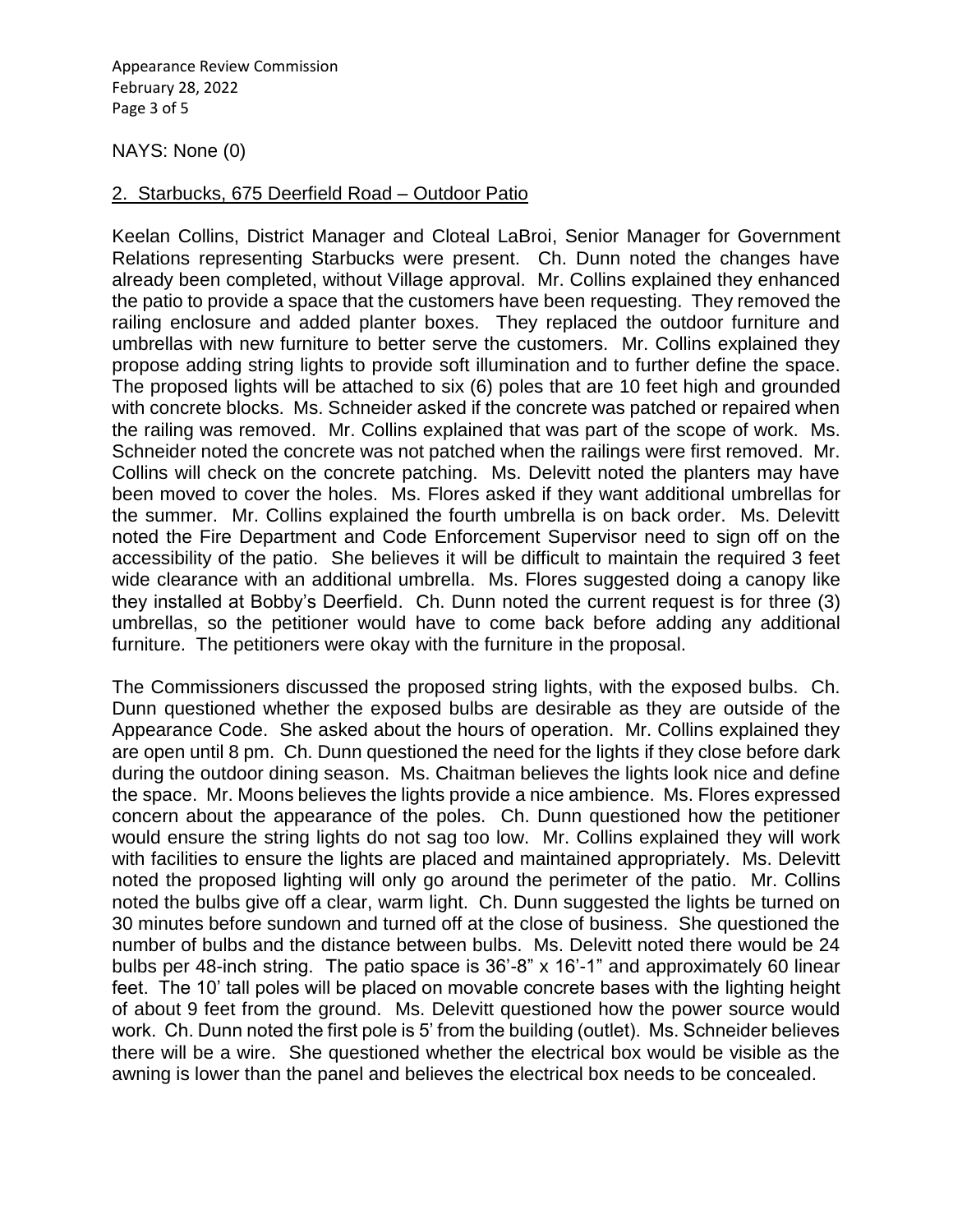NAYS: None (0)

2. Starbucks, 675 Deerfield Road – Outdoor Patio

Keelan Collins, District Manager and Cloteal LaBroi, Senior Manager for Government Relations representing Starbucks were present. Ch. Dunn noted the changes have already been completed, without Village approval. Mr. Collins explained they enhanced the patio to provide a space that the customers have been requesting. They removed the railing enclosure and added planter boxes. They replaced the outdoor furniture and umbrellas with new furniture to better serve the customers. Mr. Collins explained they propose adding string lights to provide soft illumination and to further define the space. The proposed lights will be attached to six (6) poles that are 10 feet high and grounded with concrete blocks. Ms. Schneider asked if the concrete was patched or repaired when the railing was removed. Mr. Collins explained that was part of the scope of work. Ms. Schneider noted the concrete was not patched when the railings were first removed. Mr. Collins will check on the concrete patching. Ms. Delevitt noted the planters may have been moved to cover the holes. Ms. Flores asked if they want additional umbrellas for the summer. Mr. Collins explained the fourth umbrella is on back order. Ms. Delevitt noted the Fire Department and Code Enforcement Supervisor need to sign off on the accessibility of the patio. She believes it will be difficult to maintain the required 3 feet wide clearance with an additional umbrella. Ms. Flores suggested doing a canopy like they installed at Bobby's Deerfield. Ch. Dunn noted the current request is for three (3) umbrellas, so the petitioner would have to come back before adding any additional furniture. The petitioners were okay with the furniture in the proposal.

The Commissioners discussed the proposed string lights, with the exposed bulbs. Ch. Dunn questioned whether the exposed bulbs are desirable as they are outside of the Appearance Code. She asked about the hours of operation. Mr. Collins explained they are open until 8 pm. Ch. Dunn questioned the need for the lights if they close before dark during the outdoor dining season. Ms. Chaitman believes the lights look nice and define the space. Mr. Moons believes the lights provide a nice ambience. Ms. Flores expressed concern about the appearance of the poles. Ch. Dunn questioned how the petitioner would ensure the string lights do not sag too low. Mr. Collins explained they will work with facilities to ensure the lights are placed and maintained appropriately. Ms. Delevitt noted the proposed lighting will only go around the perimeter of the patio. Mr. Collins noted the bulbs give off a clear, warm light. Ch. Dunn suggested the lights be turned on 30 minutes before sundown and turned off at the close of business. She questioned the number of bulbs and the distance between bulbs. Ms. Delevitt noted there would be 24 bulbs per 48-inch string. The patio space is 36'-8" x 16'-1" and approximately 60 linear feet. The 10' tall poles will be placed on movable concrete bases with the lighting height of about 9 feet from the ground. Ms. Delevitt questioned how the power source would work. Ch. Dunn noted the first pole is 5' from the building (outlet). Ms. Schneider believes there will be a wire. She questioned whether the electrical box would be visible as the awning is lower than the panel and believes the electrical box needs to be concealed.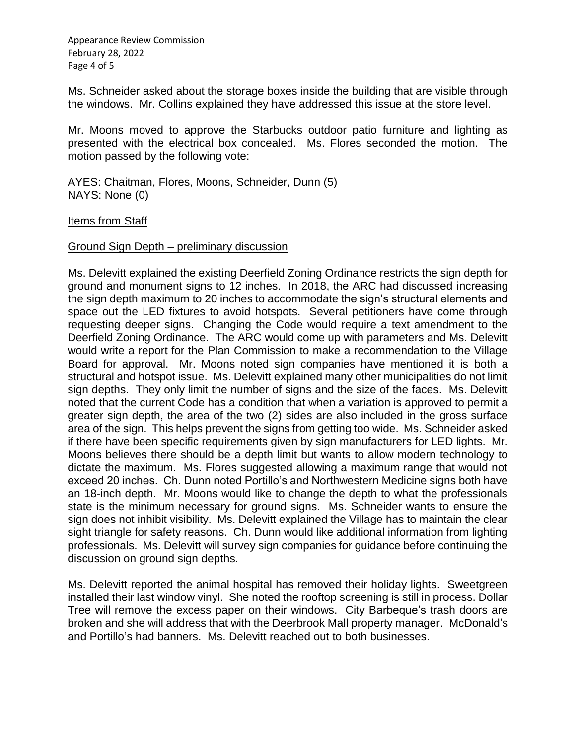Ms. Schneider asked about the storage boxes inside the building that are visible through the windows. Mr. Collins explained they have addressed this issue at the store level.

Mr. Moons moved to approve the Starbucks outdoor patio furniture and lighting as presented with the electrical box concealed. Ms. Flores seconded the motion. The motion passed by the following vote:

AYES: Chaitman, Flores, Moons, Schneider, Dunn (5)
NAYS: None (0)

<u>Items from Staff</u>

<u>Ground Sign Depth – preliminary discussion</u>

Ms. Delevitt explained the existing Deerfield Zoning Ordinance restricts the sign depth for ground and monument signs to 12 inches. In 2018, the ARC had discussed increasing the sign depth maximum to 20 inches to accommodate the sign's structural elements and space out the LED fixtures to avoid hotspots. Several petitioners have come through requesting deeper signs. Changing the Code would require a text amendment to the Deerfield Zoning Ordinance. The ARC would come up with parameters and Ms. Delevitt would write a report for the Plan Commission to make a recommendation to the Village Board for approval. Mr. Moons noted sign companies have mentioned it is both a structural and hotspot issue. Ms. Delevitt explained many other municipalities do not limit sign depths. They only limit the number of signs and the size of the faces. Ms. Delevitt noted that the current Code has a condition that when a variation is approved to permit a greater sign depth, the area of the two (2) sides are also included in the gross surface area of the sign. This helps prevent the signs from getting too wide. Ms. Schneider asked if there have been specific requirements given by sign manufacturers for LED lights. Mr. Moons believes there should be a depth limit but wants to allow modern technology to dictate the maximum. Ms. Flores suggested allowing a maximum range that would not exceed 20 inches. Ch. Dunn noted Portillo's and Northwestern Medicine signs both have an 18-inch depth. Mr. Moons would like to change the depth to what the professionals state is the minimum necessary for ground signs. Ms. Schneider wants to ensure the sign does not inhibit visibility. Ms. Delevitt explained the Village has to maintain the clear sight triangle for safety reasons. Ch. Dunn would like additional information from lighting professionals. Ms. Delevitt will survey sign companies for guidance before continuing the discussion on ground sign depths.

Ms. Delevitt reported the animal hospital has removed their holiday lights. Sweetgreen installed their last window vinyl. She noted the rooftop screening is still in process. Dollar Tree will remove the excess paper on their windows. City Barbeque's trash doors are broken and she will address that with the Deerbrook Mall property manager. McDonald's and Portillo's had banners. Ms. Delevitt reached out to both businesses.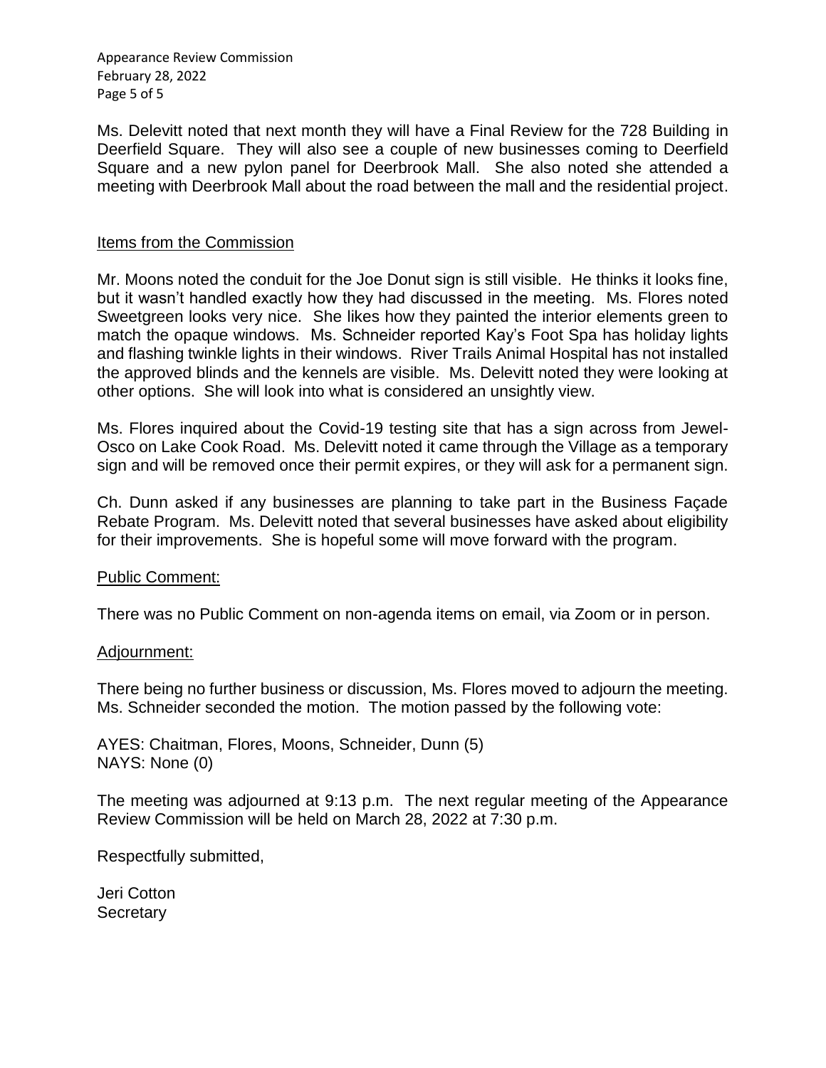Ms. Delevitt noted that next month they will have a Final Review for the 728 Building in Deerfield Square. They will also see a couple of new businesses coming to Deerfield Square and a new pylon panel for Deerbrook Mall. She also noted she attended a meeting with Deerbrook Mall about the road between the mall and the residential project.

## Items from the Commission

Mr. Moons noted the conduit for the Joe Donut sign is still visible. He thinks it looks fine, but it wasn't handled exactly how they had discussed in the meeting. Ms. Flores noted Sweetgreen looks very nice. She likes how they painted the interior elements green to match the opaque windows. Ms. Schneider reported Kay's Foot Spa has holiday lights and flashing twinkle lights in their windows. River Trails Animal Hospital has not installed the approved blinds and the kennels are visible. Ms. Delevitt noted they were looking at other options. She will look into what is considered an unsightly view.

Ms. Flores inquired about the Covid-19 testing site that has a sign across from Jewel-Osco on Lake Cook Road. Ms. Delevitt noted it came through the Village as a temporary sign and will be removed once their permit expires, or they will ask for a permanent sign.

Ch. Dunn asked if any businesses are planning to take part in the Business Façade Rebate Program. Ms. Delevitt noted that several businesses have asked about eligibility for their improvements. She is hopeful some will move forward with the program.

## Public Comment:

There was no Public Comment on non-agenda items on email, via Zoom or in person.

## Adjournment:

There being no further business or discussion, Ms. Flores moved to adjourn the meeting. Ms. Schneider seconded the motion. The motion passed by the following vote:

AYES: Chaitman, Flores, Moons, Schneider, Dunn (5)
NAYS: None (0)

The meeting was adjourned at 9:13 p.m. The next regular meeting of the Appearance Review Commission will be held on March 28, 2022 at 7:30 p.m.

Respectfully submitted,

Jeri Cotton
Secretary